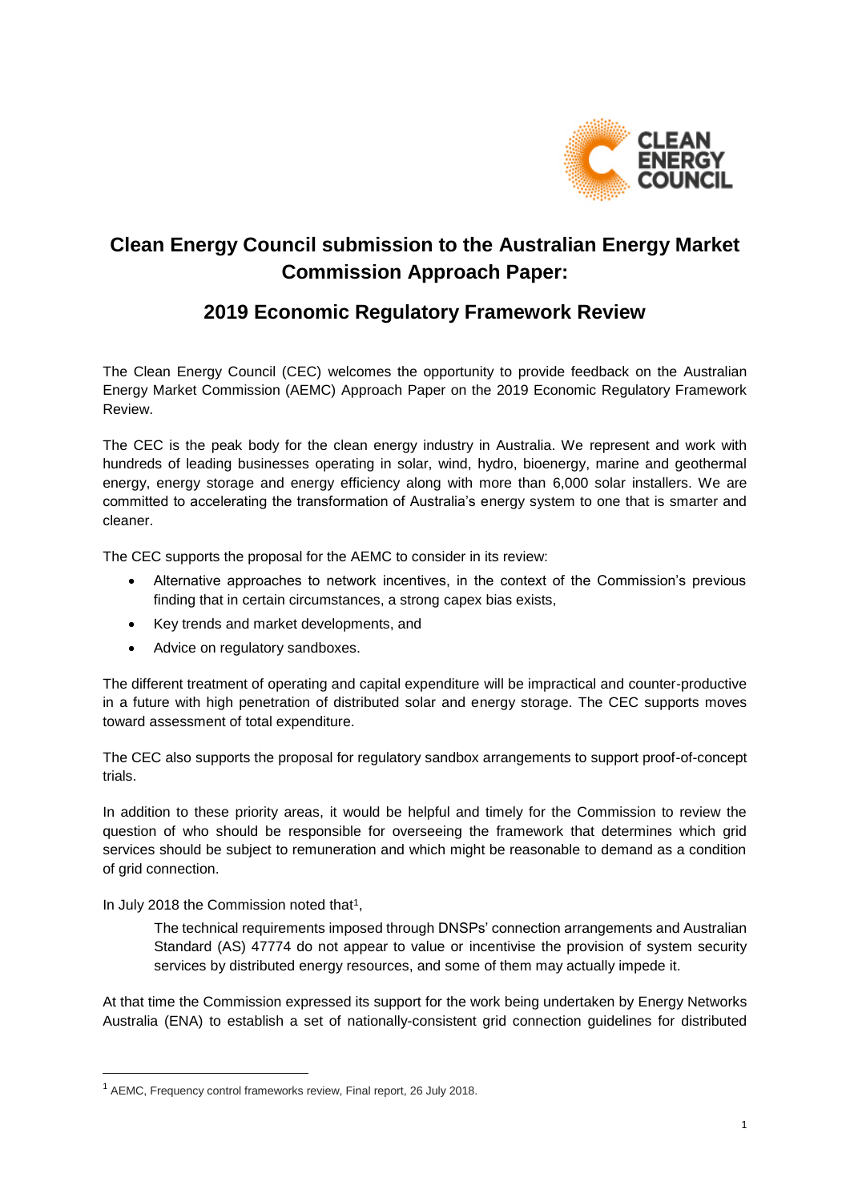# Clean Energy Council submission to the Australian Energy Market Commission Approach Paper:

## 2019 Economic Regulatory Framework Review

The Clean Energy Council (CEC) welcomes the opportunity to provide feedback on the Australian Energy Market Commission (AEMC) Approach Paper on the 2019 Economic Regulatory Framework Review.

The CEC is the peak body for the clean energy industry in Australia. We represent and work with hundreds of leading businesses operating in solar, wind, hydro, bioenergy, marine and geothermal energy, energy storage and energy efficiency along with more than 6,000 solar installers. We are committed to accelerating the transformation of Australia's energy system to one that is smarter and cleaner.

The CEC supports the proposal for the AEMC to consider in its review:

- Alternative approaches to network incentives, in the context of the Commission's previous finding that in certain circumstances, a strong capex bias exists,
- Key trends and market developments, and
- Advice on regulatory sandboxes.

The different treatment of operating and capital expenditure will be impractical and counter-productive in a future with high penetration of distributed solar and energy storage. The CEC supports moves toward assessment of total expenditure.

The CEC also supports the proposal for regulatory sandbox arrangements to support proof-of-concept trials.

In addition to these priority areas, it would be helpful and timely for the Commission to review the question of who should be responsible for overseeing the framework that determines which grid services should be subject to remuneration and which might be reasonable to demand as a condition of grid connection.

In July 2018 the Commission noted that[1],

> The technical requirements imposed through DNSPs' connection arrangements and Australian Standard (AS) 47774 do not appear to value or incentivise the provision of system security services by distributed energy resources, and some of them may actually impede it.

At that time the Commission expressed its support for the work being undertaken by Energy Networks Australia (ENA) to establish a set of nationally-consistent grid connection guidelines for distributed

[1] AEMC, Frequency control frameworks review, Final report, 26 July 2018.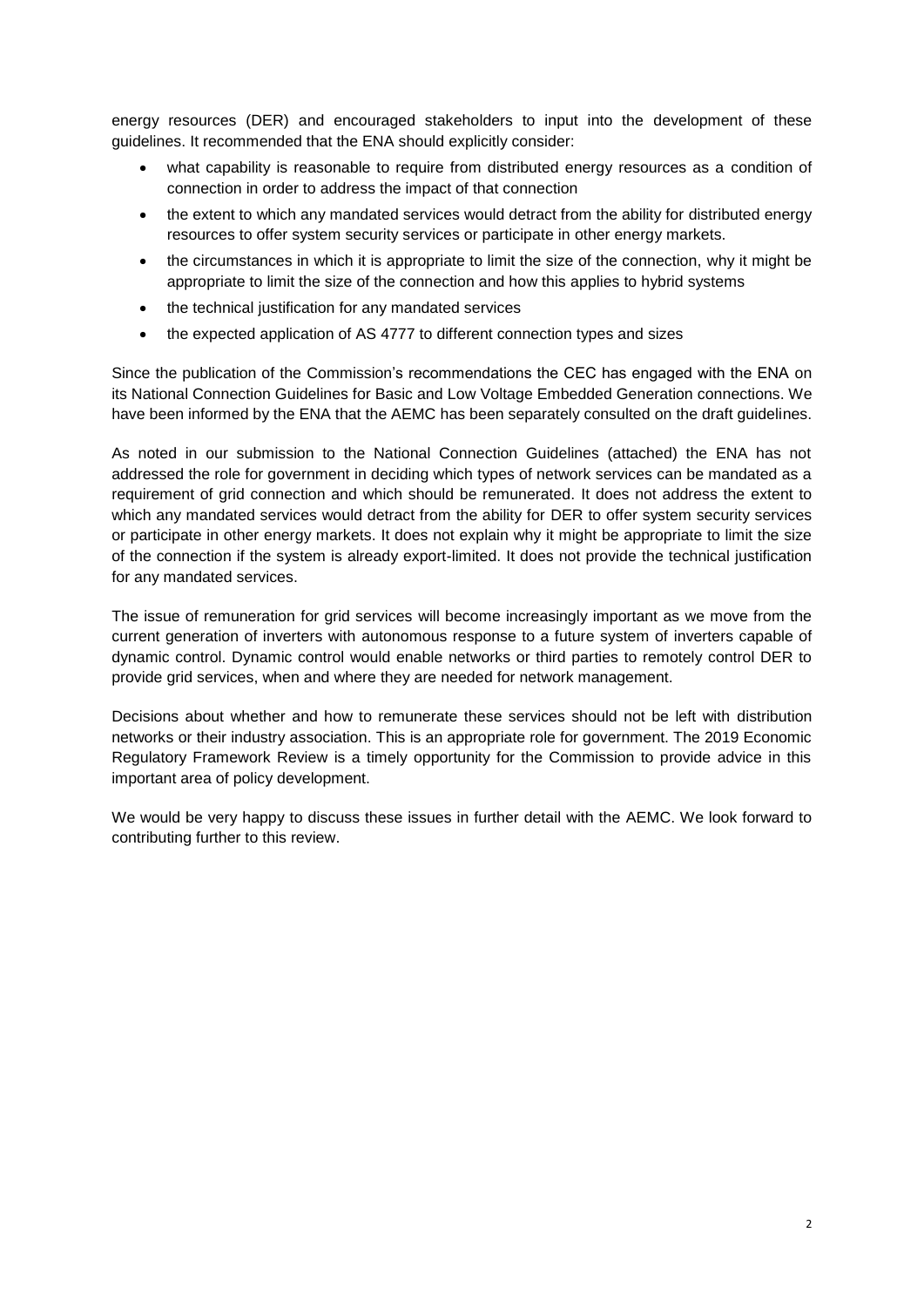energy resources (DER) and encouraged stakeholders to input into the development of these guidelines. It recommended that the ENA should explicitly consider:

- what capability is reasonable to require from distributed energy resources as a condition of connection in order to address the impact of that connection
- the extent to which any mandated services would detract from the ability for distributed energy resources to offer system security services or participate in other energy markets.
- the circumstances in which it is appropriate to limit the size of the connection, why it might be appropriate to limit the size of the connection and how this applies to hybrid systems
- the technical justification for any mandated services
- the expected application of AS 4777 to different connection types and sizes

Since the publication of the Commission's recommendations the CEC has engaged with the ENA on its National Connection Guidelines for Basic and Low Voltage Embedded Generation connections. We have been informed by the ENA that the AEMC has been separately consulted on the draft guidelines.

As noted in our submission to the National Connection Guidelines (attached) the ENA has not addressed the role for government in deciding which types of network services can be mandated as a requirement of grid connection and which should be remunerated. It does not address the extent to which any mandated services would detract from the ability for DER to offer system security services or participate in other energy markets. It does not explain why it might be appropriate to limit the size of the connection if the system is already export-limited. It does not provide the technical justification for any mandated services.

The issue of remuneration for grid services will become increasingly important as we move from the current generation of inverters with autonomous response to a future system of inverters capable of dynamic control. Dynamic control would enable networks or third parties to remotely control DER to provide grid services, when and where they are needed for network management.

Decisions about whether and how to remunerate these services should not be left with distribution networks or their industry association. This is an appropriate role for government. The 2019 Economic Regulatory Framework Review is a timely opportunity for the Commission to provide advice in this important area of policy development.

We would be very happy to discuss these issues in further detail with the AEMC. We look forward to contributing further to this review.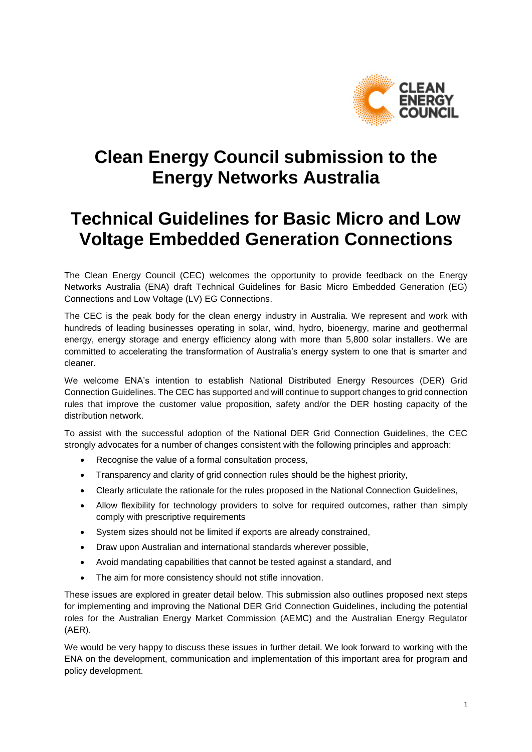# Clean Energy Council submission to the Energy Networks Australia

# Technical Guidelines for Basic Micro and Low Voltage Embedded Generation Connections

The Clean Energy Council (CEC) welcomes the opportunity to provide feedback on the Energy Networks Australia (ENA) draft Technical Guidelines for Basic Micro Embedded Generation (EG) Connections and Low Voltage (LV) EG Connections.

The CEC is the peak body for the clean energy industry in Australia. We represent and work with hundreds of leading businesses operating in solar, wind, hydro, bioenergy, marine and geothermal energy, energy storage and energy efficiency along with more than 5,800 solar installers. We are committed to accelerating the transformation of Australia's energy system to one that is smarter and cleaner.

We welcome ENA's intention to establish National Distributed Energy Resources (DER) Grid Connection Guidelines. The CEC has supported and will continue to support changes to grid connection rules that improve the customer value proposition, safety and/or the DER hosting capacity of the distribution network.

To assist with the successful adoption of the National DER Grid Connection Guidelines, the CEC strongly advocates for a number of changes consistent with the following principles and approach:

- Recognise the value of a formal consultation process,
- Transparency and clarity of grid connection rules should be the highest priority,
- Clearly articulate the rationale for the rules proposed in the National Connection Guidelines,
- Allow flexibility for technology providers to solve for required outcomes, rather than simply comply with prescriptive requirements
- System sizes should not be limited if exports are already constrained,
- Draw upon Australian and international standards wherever possible,
- Avoid mandating capabilities that cannot be tested against a standard, and
- The aim for more consistency should not stifle innovation.

These issues are explored in greater detail below. This submission also outlines proposed next steps for implementing and improving the National DER Grid Connection Guidelines, including the potential roles for the Australian Energy Market Commission (AEMC) and the Australian Energy Regulator (AER).

We would be very happy to discuss these issues in further detail. We look forward to working with the ENA on the development, communication and implementation of this important area for program and policy development.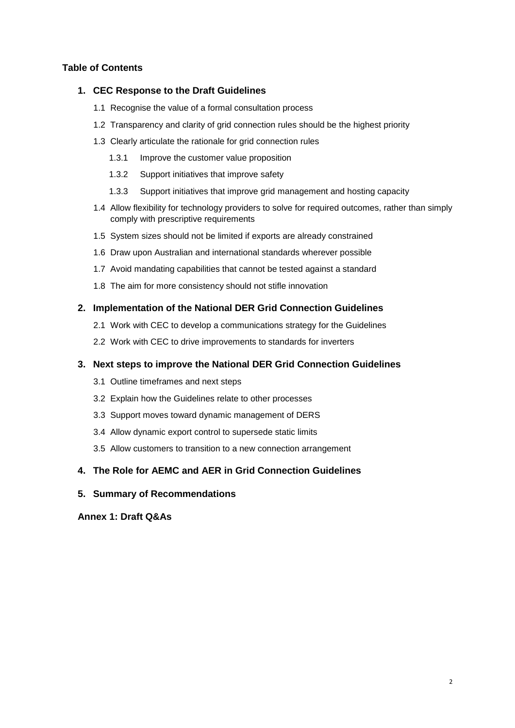**Table of Contents**

1. **CEC Response to the Draft Guidelines**
   - 1.1 Recognise the value of a formal consultation process
   - 1.2 Transparency and clarity of grid connection rules should be the highest priority
   - 1.3 Clearly articulate the rationale for grid connection rules
     - 1.3.1 Improve the customer value proposition
     - 1.3.2 Support initiatives that improve safety
     - 1.3.3 Support initiatives that improve grid management and hosting capacity
   - 1.4 Allow flexibility for technology providers to solve for required outcomes, rather than simply comply with prescriptive requirements
   - 1.5 System sizes should not be limited if exports are already constrained
   - 1.6 Draw upon Australian and international standards wherever possible
   - 1.7 Avoid mandating capabilities that cannot be tested against a standard
   - 1.8 The aim for more consistency should not stifle innovation

2. **Implementation of the National DER Grid Connection Guidelines**
   - 2.1 Work with CEC to develop a communications strategy for the Guidelines
   - 2.2 Work with CEC to drive improvements to standards for inverters

3. **Next steps to improve the National DER Grid Connection Guidelines**
   - 3.1 Outline timeframes and next steps
   - 3.2 Explain how the Guidelines relate to other processes
   - 3.3 Support moves toward dynamic management of DERS
   - 3.4 Allow dynamic export control to supersede static limits
   - 3.5 Allow customers to transition to a new connection arrangement

4. **The Role for AEMC and AER in Grid Connection Guidelines**

5. **Summary of Recommendations**

**Annex 1: Draft Q&As**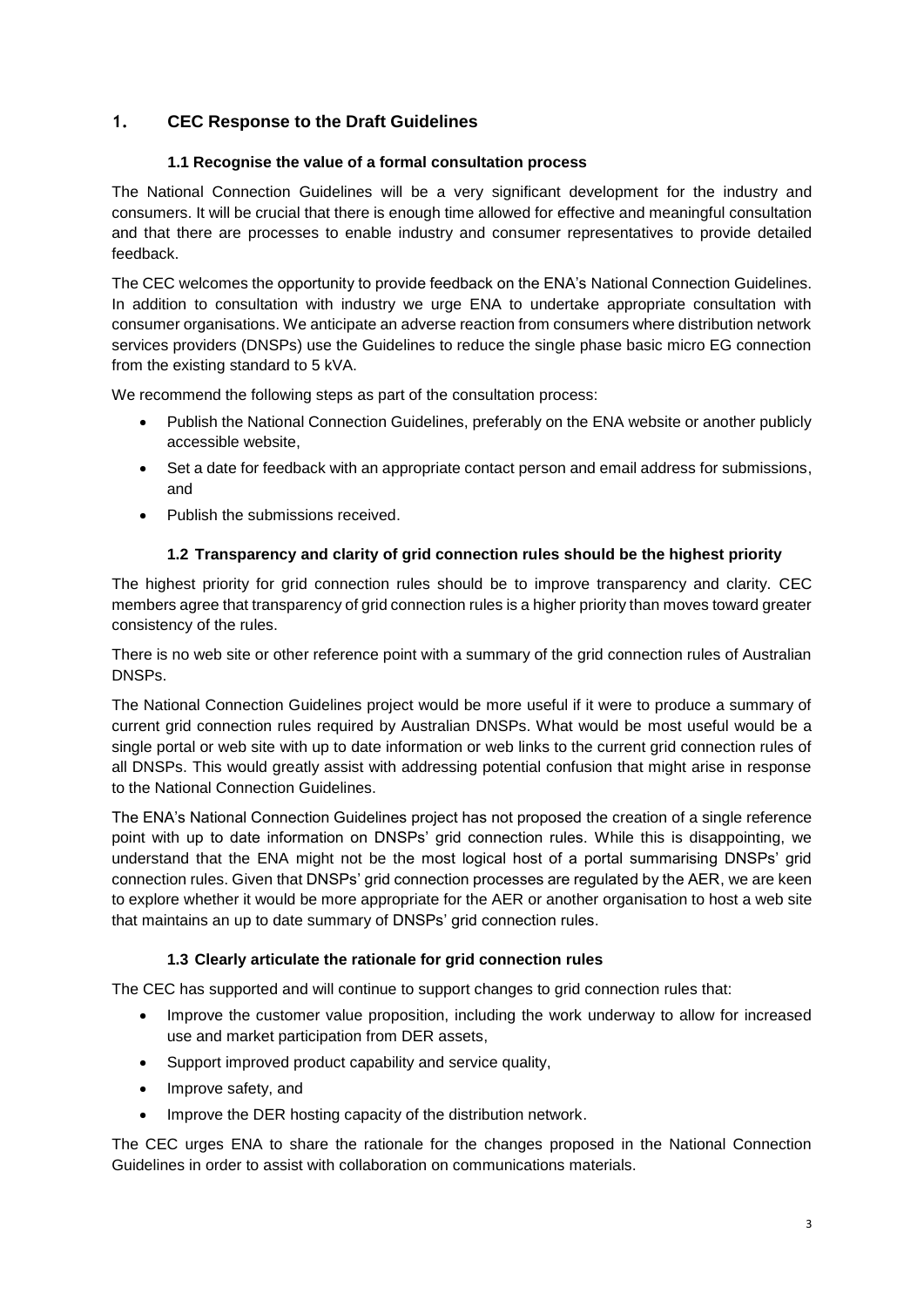# 1. CEC Response to the Draft Guidelines

## 1.1 Recognise the value of a formal consultation process

The National Connection Guidelines will be a very significant development for the industry and consumers. It will be crucial that there is enough time allowed for effective and meaningful consultation and that there are processes to enable industry and consumer representatives to provide detailed feedback.

The CEC welcomes the opportunity to provide feedback on the ENA's National Connection Guidelines. In addition to consultation with industry we urge ENA to undertake appropriate consultation with consumer organisations. We anticipate an adverse reaction from consumers where distribution network services providers (DNSPs) use the Guidelines to reduce the single phase basic micro EG connection from the existing standard to 5 kVA.

We recommend the following steps as part of the consultation process:

- Publish the National Connection Guidelines, preferably on the ENA website or another publicly accessible website,
- Set a date for feedback with an appropriate contact person and email address for submissions, and
- Publish the submissions received.

## 1.2 Transparency and clarity of grid connection rules should be the highest priority

The highest priority for grid connection rules should be to improve transparency and clarity. CEC members agree that transparency of grid connection rules is a higher priority than moves toward greater consistency of the rules.

There is no web site or other reference point with a summary of the grid connection rules of Australian DNSPs.

The National Connection Guidelines project would be more useful if it were to produce a summary of current grid connection rules required by Australian DNSPs. What would be most useful would be a single portal or web site with up to date information or web links to the current grid connection rules of all DNSPs. This would greatly assist with addressing potential confusion that might arise in response to the National Connection Guidelines.

The ENA's National Connection Guidelines project has not proposed the creation of a single reference point with up to date information on DNSPs' grid connection rules. While this is disappointing, we understand that the ENA might not be the most logical host of a portal summarising DNSPs' grid connection rules. Given that DNSPs' grid connection processes are regulated by the AER, we are keen to explore whether it would be more appropriate for the AER or another organisation to host a web site that maintains an up to date summary of DNSPs' grid connection rules.

## 1.3 Clearly articulate the rationale for grid connection rules

The CEC has supported and will continue to support changes to grid connection rules that:

- Improve the customer value proposition, including the work underway to allow for increased use and market participation from DER assets,
- Support improved product capability and service quality,
- Improve safety, and
- Improve the DER hosting capacity of the distribution network.

The CEC urges ENA to share the rationale for the changes proposed in the National Connection Guidelines in order to assist with collaboration on communications materials.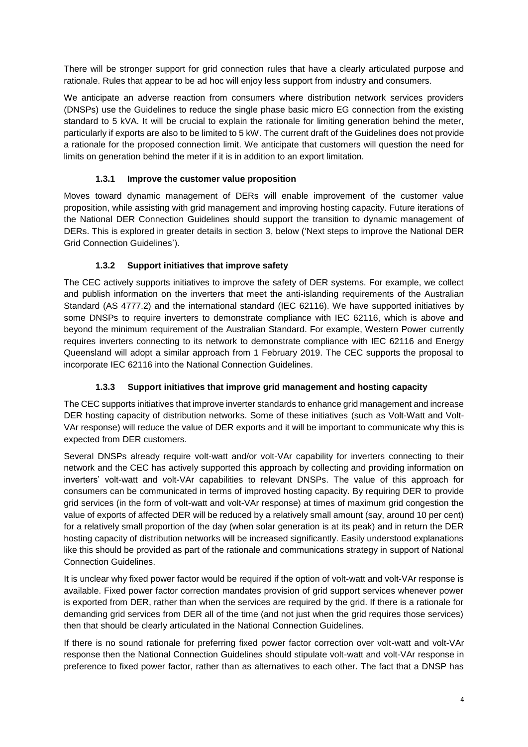There will be stronger support for grid connection rules that have a clearly articulated purpose and rationale. Rules that appear to be ad hoc will enjoy less support from industry and consumers.

We anticipate an adverse reaction from consumers where distribution network services providers (DNSPs) use the Guidelines to reduce the single phase basic micro EG connection from the existing standard to 5 kVA. It will be crucial to explain the rationale for limiting generation behind the meter, particularly if exports are also to be limited to 5 kW. The current draft of the Guidelines does not provide a rationale for the proposed connection limit. We anticipate that customers will question the need for limits on generation behind the meter if it is in addition to an export limitation.

### 1.3.1 Improve the customer value proposition

Moves toward dynamic management of DERs will enable improvement of the customer value proposition, while assisting with grid management and improving hosting capacity. Future iterations of the National DER Connection Guidelines should support the transition to dynamic management of DERs. This is explored in greater details in section 3, below ('Next steps to improve the National DER Grid Connection Guidelines').

### 1.3.2 Support initiatives that improve safety

The CEC actively supports initiatives to improve the safety of DER systems. For example, we collect and publish information on the inverters that meet the anti-islanding requirements of the Australian Standard (AS 4777.2) and the international standard (IEC 62116). We have supported initiatives by some DNSPs to require inverters to demonstrate compliance with IEC 62116, which is above and beyond the minimum requirement of the Australian Standard. For example, Western Power currently requires inverters connecting to its network to demonstrate compliance with IEC 62116 and Energy Queensland will adopt a similar approach from 1 February 2019. The CEC supports the proposal to incorporate IEC 62116 into the National Connection Guidelines.

### 1.3.3 Support initiatives that improve grid management and hosting capacity

The CEC supports initiatives that improve inverter standards to enhance grid management and increase DER hosting capacity of distribution networks. Some of these initiatives (such as Volt-Watt and Volt-VAr response) will reduce the value of DER exports and it will be important to communicate why this is expected from DER customers.

Several DNSPs already require volt-watt and/or volt-VAr capability for inverters connecting to their network and the CEC has actively supported this approach by collecting and providing information on inverters' volt-watt and volt-VAr capabilities to relevant DNSPs. The value of this approach for consumers can be communicated in terms of improved hosting capacity. By requiring DER to provide grid services (in the form of volt-watt and volt-VAr response) at times of maximum grid congestion the value of exports of affected DER will be reduced by a relatively small amount (say, around 10 per cent) for a relatively small proportion of the day (when solar generation is at its peak) and in return the DER hosting capacity of distribution networks will be increased significantly. Easily understood explanations like this should be provided as part of the rationale and communications strategy in support of National Connection Guidelines.

It is unclear why fixed power factor would be required if the option of volt-watt and volt-VAr response is available. Fixed power factor correction mandates provision of grid support services whenever power is exported from DER, rather than when the services are required by the grid. If there is a rationale for demanding grid services from DER all of the time (and not just when the grid requires those services) then that should be clearly articulated in the National Connection Guidelines.

If there is no sound rationale for preferring fixed power factor correction over volt-watt and volt-VAr response then the National Connection Guidelines should stipulate volt-watt and volt-VAr response in preference to fixed power factor, rather than as alternatives to each other. The fact that a DNSP has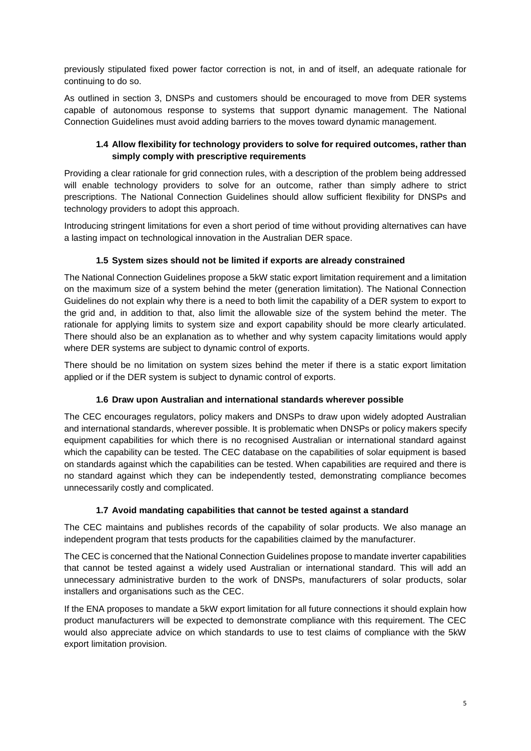previously stipulated fixed power factor correction is not, in and of itself, an adequate rationale for continuing to do so.

As outlined in section 3, DNSPs and customers should be encouraged to move from DER systems capable of autonomous response to systems that support dynamic management. The National Connection Guidelines must avoid adding barriers to the moves toward dynamic management.

### 1.4 Allow flexibility for technology providers to solve for required outcomes, rather than simply comply with prescriptive requirements

Providing a clear rationale for grid connection rules, with a description of the problem being addressed will enable technology providers to solve for an outcome, rather than simply adhere to strict prescriptions. The National Connection Guidelines should allow sufficient flexibility for DNSPs and technology providers to adopt this approach.

Introducing stringent limitations for even a short period of time without providing alternatives can have a lasting impact on technological innovation in the Australian DER space.

### 1.5 System sizes should not be limited if exports are already constrained

The National Connection Guidelines propose a 5kW static export limitation requirement and a limitation on the maximum size of a system behind the meter (generation limitation). The National Connection Guidelines do not explain why there is a need to both limit the capability of a DER system to export to the grid and, in addition to that, also limit the allowable size of the system behind the meter. The rationale for applying limits to system size and export capability should be more clearly articulated. There should also be an explanation as to whether and why system capacity limitations would apply where DER systems are subject to dynamic control of exports.

There should be no limitation on system sizes behind the meter if there is a static export limitation applied or if the DER system is subject to dynamic control of exports.

### 1.6 Draw upon Australian and international standards wherever possible

The CEC encourages regulators, policy makers and DNSPs to draw upon widely adopted Australian and international standards, wherever possible. It is problematic when DNSPs or policy makers specify equipment capabilities for which there is no recognised Australian or international standard against which the capability can be tested. The CEC database on the capabilities of solar equipment is based on standards against which the capabilities can be tested. When capabilities are required and there is no standard against which they can be independently tested, demonstrating compliance becomes unnecessarily costly and complicated.

### 1.7 Avoid mandating capabilities that cannot be tested against a standard

The CEC maintains and publishes records of the capability of solar products. We also manage an independent program that tests products for the capabilities claimed by the manufacturer.

The CEC is concerned that the National Connection Guidelines propose to mandate inverter capabilities that cannot be tested against a widely used Australian or international standard. This will add an unnecessary administrative burden to the work of DNSPs, manufacturers of solar products, solar installers and organisations such as the CEC.

If the ENA proposes to mandate a 5kW export limitation for all future connections it should explain how product manufacturers will be expected to demonstrate compliance with this requirement. The CEC would also appreciate advice on which standards to use to test claims of compliance with the 5kW export limitation provision.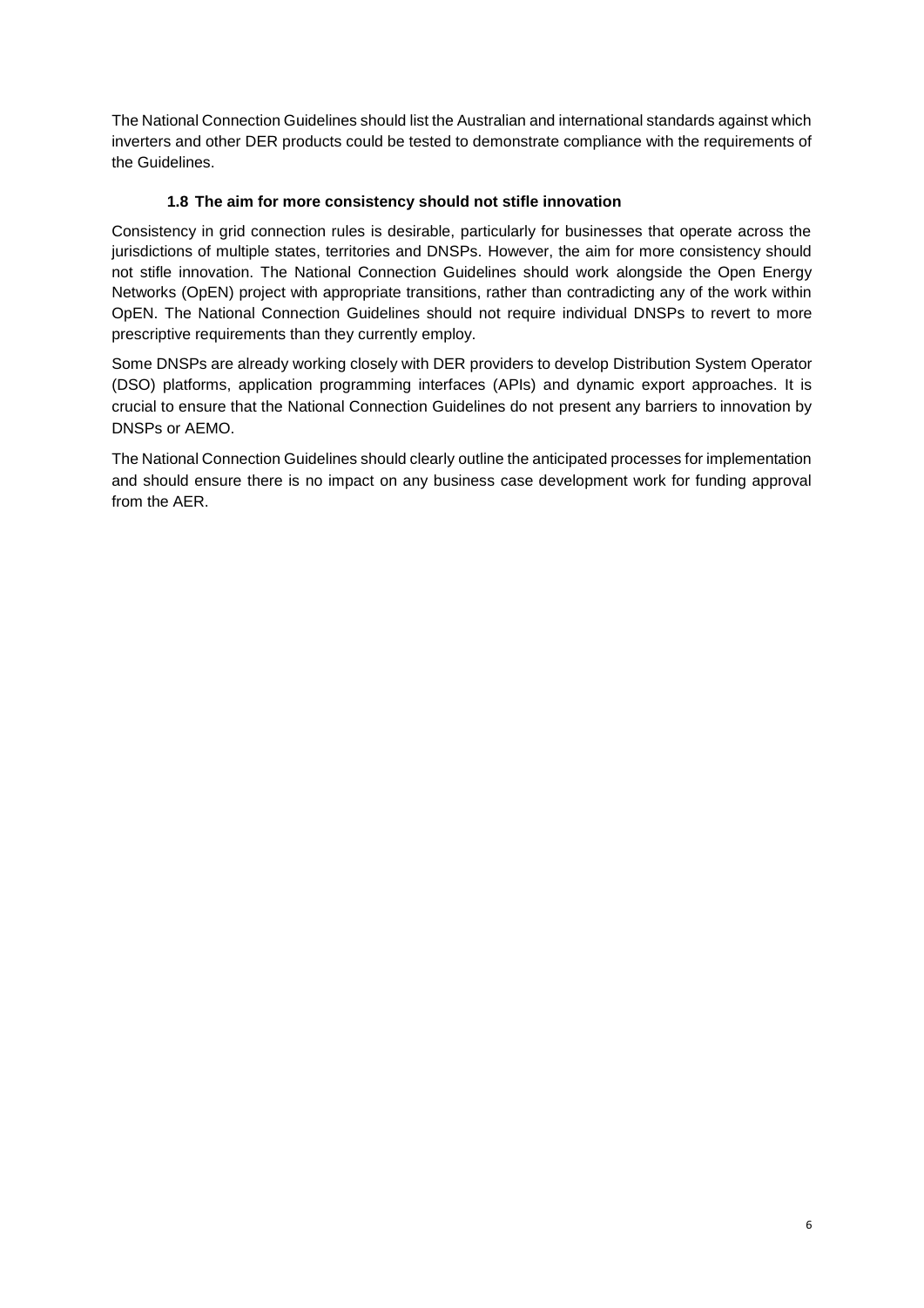The National Connection Guidelines should list the Australian and international standards against which inverters and other DER products could be tested to demonstrate compliance with the requirements of the Guidelines.

### 1.8 The aim for more consistency should not stifle innovation

Consistency in grid connection rules is desirable, particularly for businesses that operate across the jurisdictions of multiple states, territories and DNSPs. However, the aim for more consistency should not stifle innovation. The National Connection Guidelines should work alongside the Open Energy Networks (OpEN) project with appropriate transitions, rather than contradicting any of the work within OpEN. The National Connection Guidelines should not require individual DNSPs to revert to more prescriptive requirements than they currently employ.

Some DNSPs are already working closely with DER providers to develop Distribution System Operator (DSO) platforms, application programming interfaces (APIs) and dynamic export approaches. It is crucial to ensure that the National Connection Guidelines do not present any barriers to innovation by DNSPs or AEMO.

The National Connection Guidelines should clearly outline the anticipated processes for implementation and should ensure there is no impact on any business case development work for funding approval from the AER.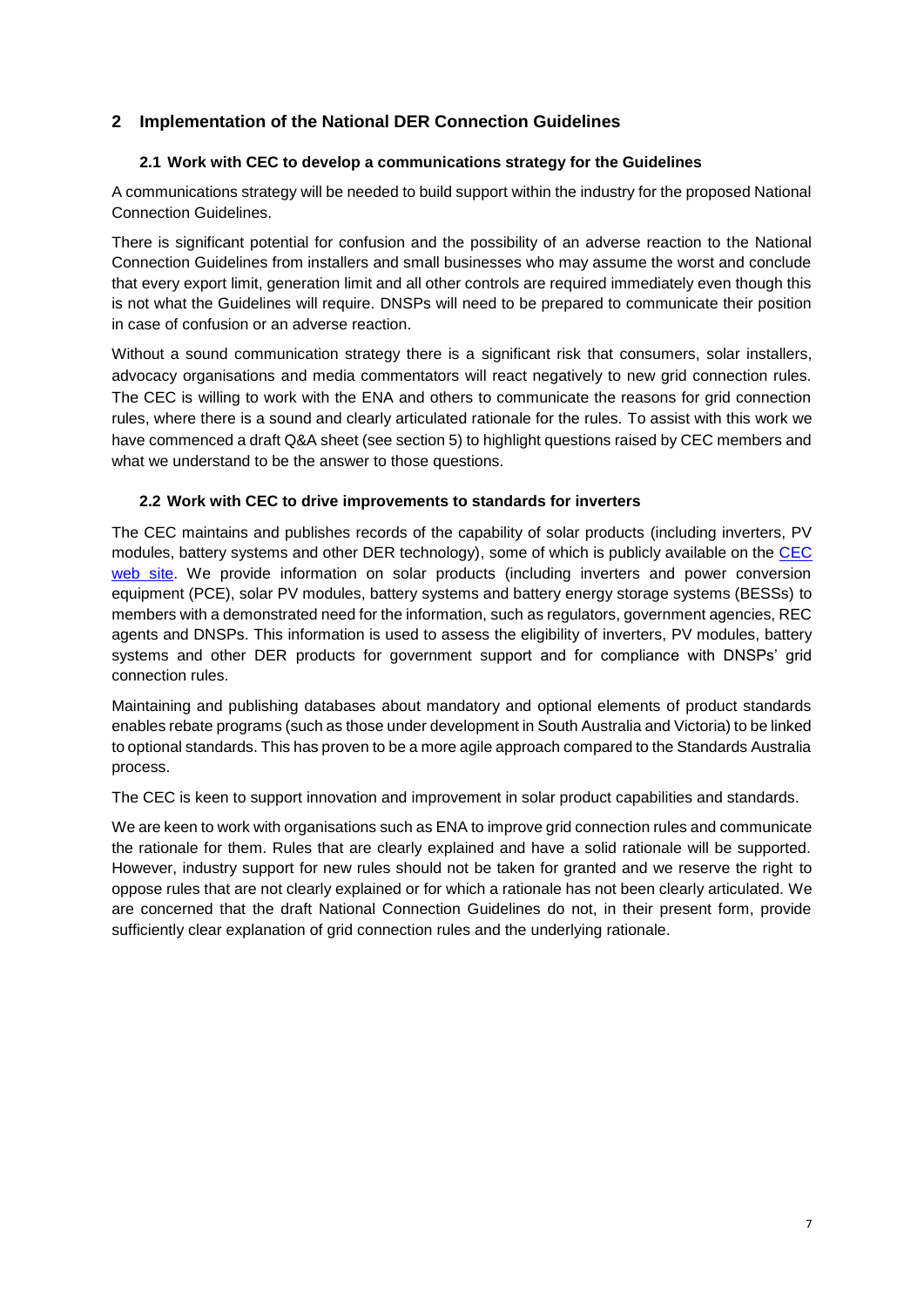## 2 Implementation of the National DER Connection Guidelines

### 2.1 Work with CEC to develop a communications strategy for the Guidelines

A communications strategy will be needed to build support within the industry for the proposed National Connection Guidelines.

There is significant potential for confusion and the possibility of an adverse reaction to the National Connection Guidelines from installers and small businesses who may assume the worst and conclude that every export limit, generation limit and all other controls are required immediately even though this is not what the Guidelines will require. DNSPs will need to be prepared to communicate their position in case of confusion or an adverse reaction.

Without a sound communication strategy there is a significant risk that consumers, solar installers, advocacy organisations and media commentators will react negatively to new grid connection rules. The CEC is willing to work with the ENA and others to communicate the reasons for grid connection rules, where there is a sound and clearly articulated rationale for the rules. To assist with this work we have commenced a draft Q&A sheet (see section 5) to highlight questions raised by CEC members and what we understand to be the answer to those questions.

### 2.2 Work with CEC to drive improvements to standards for inverters

The CEC maintains and publishes records of the capability of solar products (including inverters, PV modules, battery systems and other DER technology), some of which is publicly available on the CEC web site. We provide information on solar products (including inverters and power conversion equipment (PCE), solar PV modules, battery systems and battery energy storage systems (BESSs) to members with a demonstrated need for the information, such as regulators, government agencies, REC agents and DNSPs. This information is used to assess the eligibility of inverters, PV modules, battery systems and other DER products for government support and for compliance with DNSPs' grid connection rules.

Maintaining and publishing databases about mandatory and optional elements of product standards enables rebate programs (such as those under development in South Australia and Victoria) to be linked to optional standards. This has proven to be a more agile approach compared to the Standards Australia process.

The CEC is keen to support innovation and improvement in solar product capabilities and standards.

We are keen to work with organisations such as ENA to improve grid connection rules and communicate the rationale for them. Rules that are clearly explained and have a solid rationale will be supported. However, industry support for new rules should not be taken for granted and we reserve the right to oppose rules that are not clearly explained or for which a rationale has not been clearly articulated. We are concerned that the draft National Connection Guidelines do not, in their present form, provide sufficiently clear explanation of grid connection rules and the underlying rationale.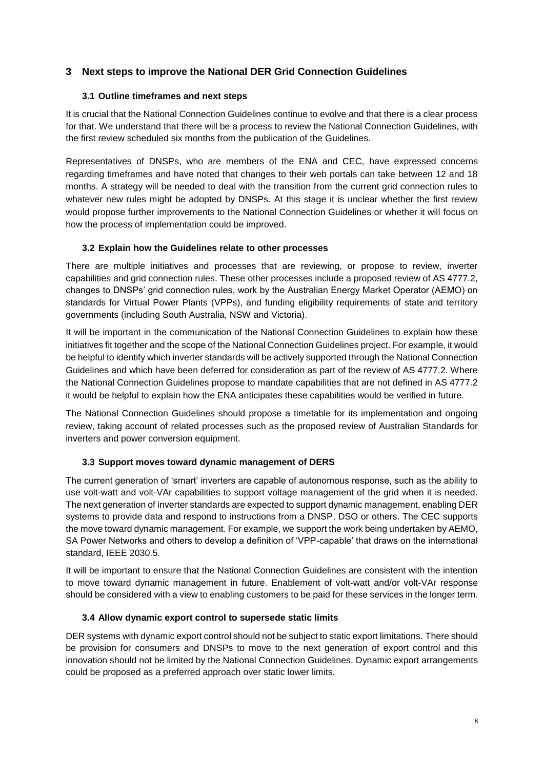## 3 Next steps to improve the National DER Grid Connection Guidelines

### 3.1 Outline timeframes and next steps

It is crucial that the National Connection Guidelines continue to evolve and that there is a clear process for that. We understand that there will be a process to review the National Connection Guidelines, with the first review scheduled six months from the publication of the Guidelines.

Representatives of DNSPs, who are members of the ENA and CEC, have expressed concerns regarding timeframes and have noted that changes to their web portals can take between 12 and 18 months. A strategy will be needed to deal with the transition from the current grid connection rules to whatever new rules might be adopted by DNSPs. At this stage it is unclear whether the first review would propose further improvements to the National Connection Guidelines or whether it will focus on how the process of implementation could be improved.

### 3.2 Explain how the Guidelines relate to other processes

There are multiple initiatives and processes that are reviewing, or propose to review, inverter capabilities and grid connection rules. These other processes include a proposed review of AS 4777.2, changes to DNSPs' grid connection rules, work by the Australian Energy Market Operator (AEMO) on standards for Virtual Power Plants (VPPs), and funding eligibility requirements of state and territory governments (including South Australia, NSW and Victoria).

It will be important in the communication of the National Connection Guidelines to explain how these initiatives fit together and the scope of the National Connection Guidelines project. For example, it would be helpful to identify which inverter standards will be actively supported through the National Connection Guidelines and which have been deferred for consideration as part of the review of AS 4777.2. Where the National Connection Guidelines propose to mandate capabilities that are not defined in AS 4777.2 it would be helpful to explain how the ENA anticipates these capabilities would be verified in future.

The National Connection Guidelines should propose a timetable for its implementation and ongoing review, taking account of related processes such as the proposed review of Australian Standards for inverters and power conversion equipment.

### 3.3 Support moves toward dynamic management of DERS

The current generation of 'smart' inverters are capable of autonomous response, such as the ability to use volt-watt and volt-VAr capabilities to support voltage management of the grid when it is needed. The next generation of inverter standards are expected to support dynamic management, enabling DER systems to provide data and respond to instructions from a DNSP, DSO or others. The CEC supports the move toward dynamic management. For example, we support the work being undertaken by AEMO, SA Power Networks and others to develop a definition of 'VPP-capable' that draws on the international standard, IEEE 2030.5.

It will be important to ensure that the National Connection Guidelines are consistent with the intention to move toward dynamic management in future. Enablement of volt-watt and/or volt-VAr response should be considered with a view to enabling customers to be paid for these services in the longer term.

### 3.4 Allow dynamic export control to supersede static limits

DER systems with dynamic export control should not be subject to static export limitations. There should be provision for consumers and DNSPs to move to the next generation of export control and this innovation should not be limited by the National Connection Guidelines. Dynamic export arrangements could be proposed as a preferred approach over static lower limits.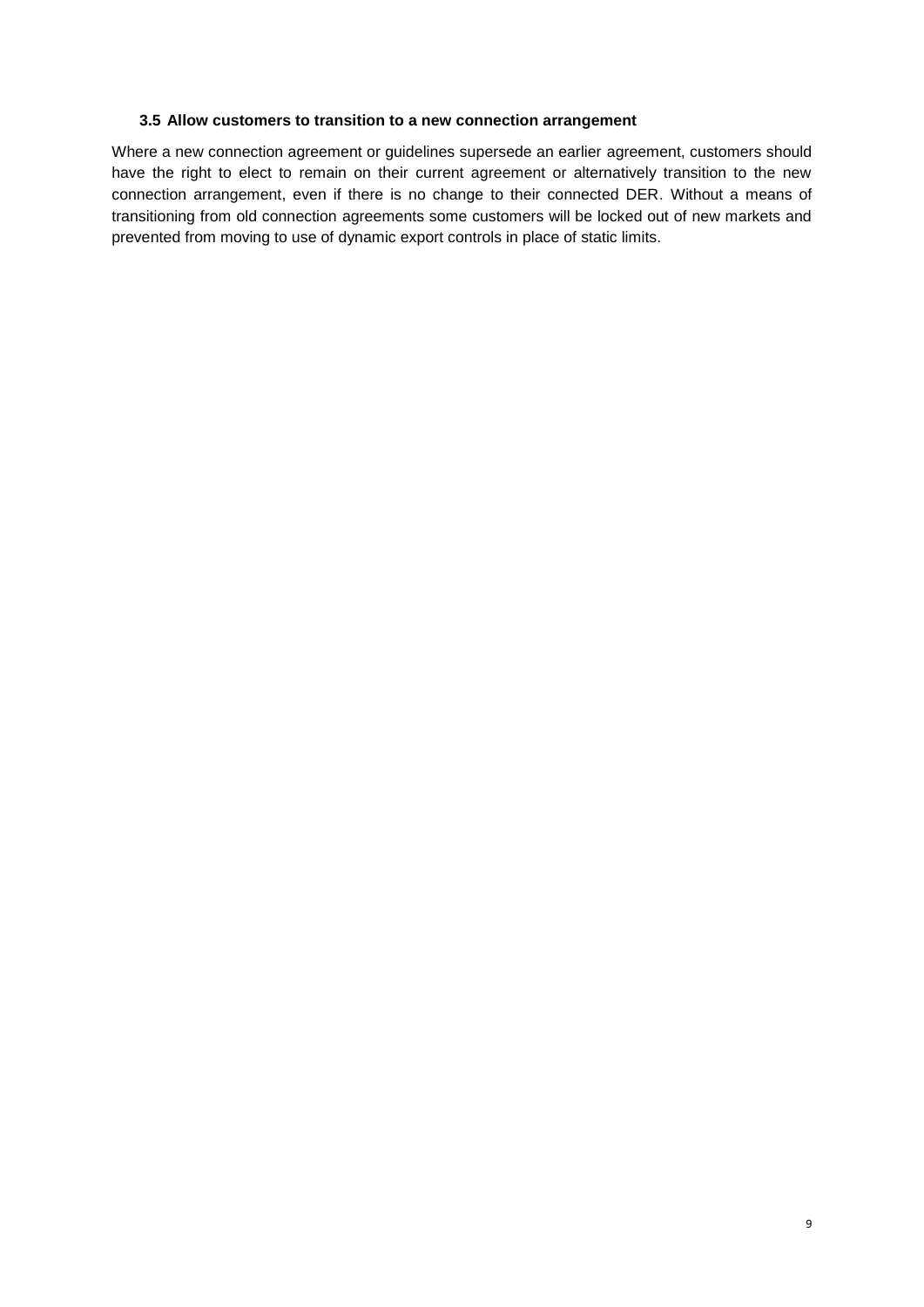### 3.5 Allow customers to transition to a new connection arrangement

Where a new connection agreement or guidelines supersede an earlier agreement, customers should have the right to elect to remain on their current agreement or alternatively transition to the new connection arrangement, even if there is no change to their connected DER. Without a means of transitioning from old connection agreements some customers will be locked out of new markets and prevented from moving to use of dynamic export controls in place of static limits.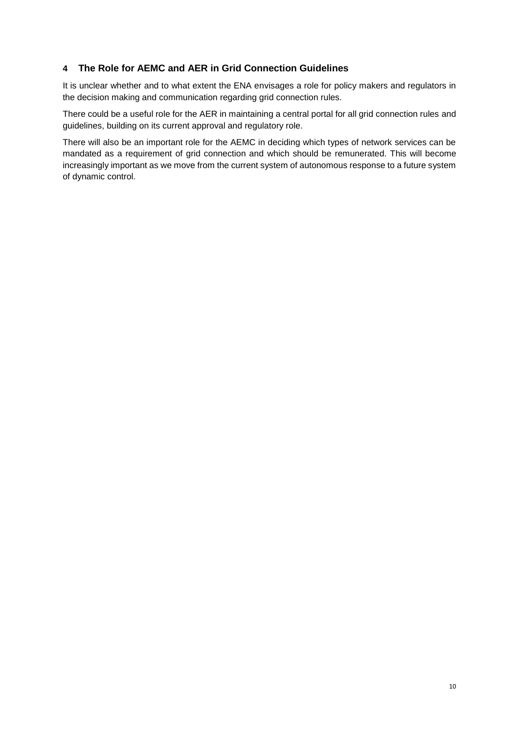## 4 The Role for AEMC and AER in Grid Connection Guidelines

It is unclear whether and to what extent the ENA envisages a role for policy makers and regulators in the decision making and communication regarding grid connection rules.

There could be a useful role for the AER in maintaining a central portal for all grid connection rules and guidelines, building on its current approval and regulatory role.

There will also be an important role for the AEMC in deciding which types of network services can be mandated as a requirement of grid connection and which should be remunerated. This will become increasingly important as we move from the current system of autonomous response to a future system of dynamic control.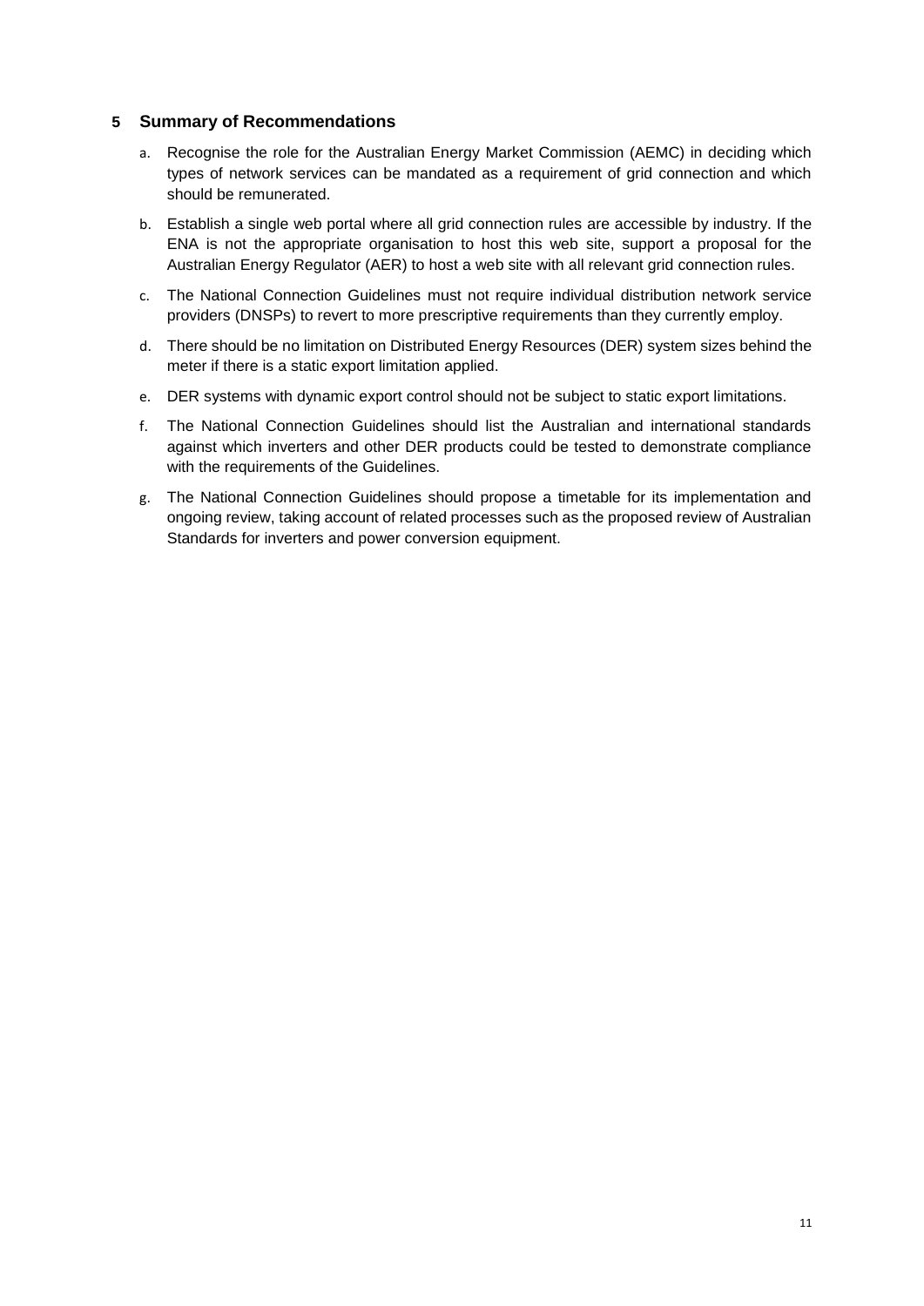## 5 Summary of Recommendations

a. Recognise the role for the Australian Energy Market Commission (AEMC) in deciding which types of network services can be mandated as a requirement of grid connection and which should be remunerated.

b. Establish a single web portal where all grid connection rules are accessible by industry. If the ENA is not the appropriate organisation to host this web site, support a proposal for the Australian Energy Regulator (AER) to host a web site with all relevant grid connection rules.

c. The National Connection Guidelines must not require individual distribution network service providers (DNSPs) to revert to more prescriptive requirements than they currently employ.

d. There should be no limitation on Distributed Energy Resources (DER) system sizes behind the meter if there is a static export limitation applied.

e. DER systems with dynamic export control should not be subject to static export limitations.

f. The National Connection Guidelines should list the Australian and international standards against which inverters and other DER products could be tested to demonstrate compliance with the requirements of the Guidelines.

g. The National Connection Guidelines should propose a timetable for its implementation and ongoing review, taking account of related processes such as the proposed review of Australian Standards for inverters and power conversion equipment.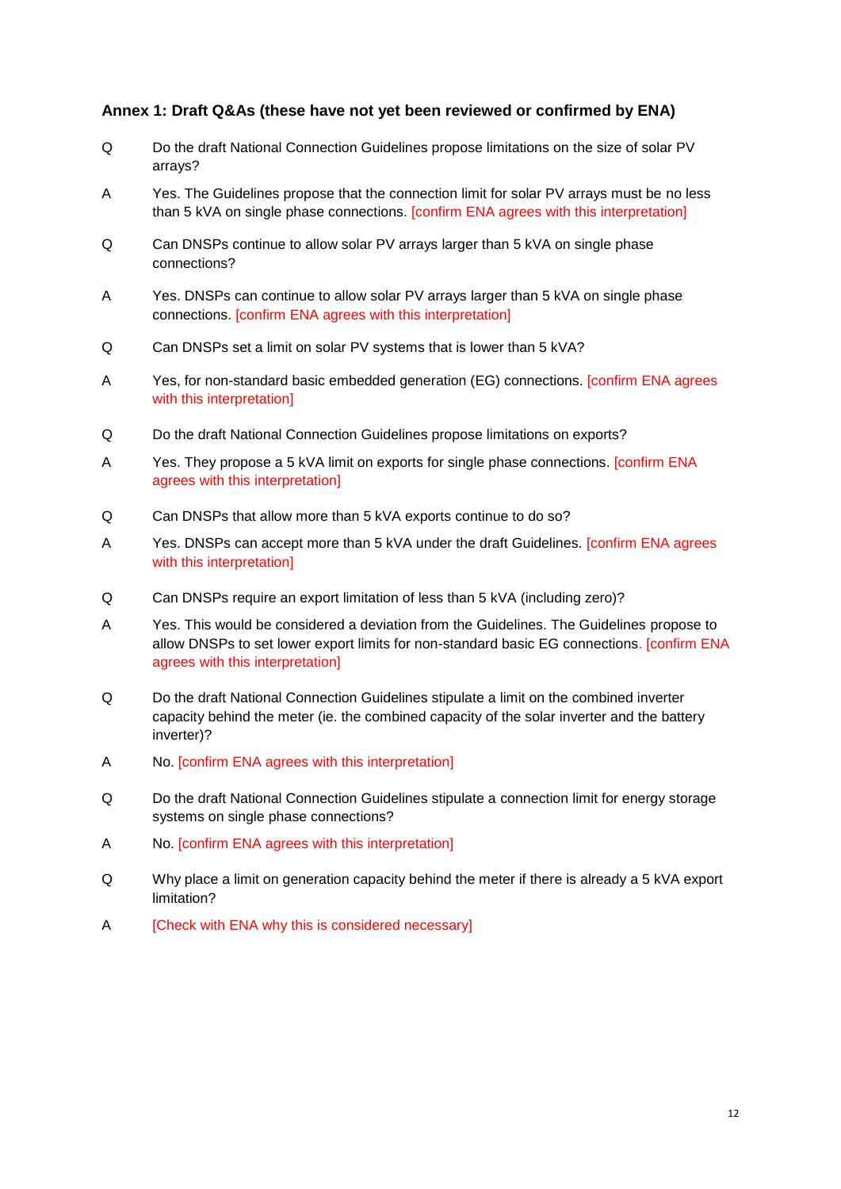**Annex 1: Draft Q&As (these have not yet been reviewed or confirmed by ENA)**

Q Do the draft National Connection Guidelines propose limitations on the size of solar PV arrays?

A Yes. The Guidelines propose that the connection limit for solar PV arrays must be no less than 5 kVA on single phase connections. [confirm ENA agrees with this interpretation]

Q Can DNSPs continue to allow solar PV arrays larger than 5 kVA on single phase connections?

A Yes. DNSPs can continue to allow solar PV arrays larger than 5 kVA on single phase connections. [confirm ENA agrees with this interpretation]

Q Can DNSPs set a limit on solar PV systems that is lower than 5 kVA?

A Yes, for non-standard basic embedded generation (EG) connections. [confirm ENA agrees with this interpretation]

Q Do the draft National Connection Guidelines propose limitations on exports?

A Yes. They propose a 5 kVA limit on exports for single phase connections. [confirm ENA agrees with this interpretation]

Q Can DNSPs that allow more than 5 kVA exports continue to do so?

A Yes. DNSPs can accept more than 5 kVA under the draft Guidelines. [confirm ENA agrees with this interpretation]

Q Can DNSPs require an export limitation of less than 5 kVA (including zero)?

A Yes. This would be considered a deviation from the Guidelines. The Guidelines propose to allow DNSPs to set lower export limits for non-standard basic EG connections. [confirm ENA agrees with this interpretation]

Q Do the draft National Connection Guidelines stipulate a limit on the combined inverter capacity behind the meter (ie. the combined capacity of the solar inverter and the battery inverter)?

A No. [confirm ENA agrees with this interpretation]

Q Do the draft National Connection Guidelines stipulate a connection limit for energy storage systems on single phase connections?

A No. [confirm ENA agrees with this interpretation]

Q Why place a limit on generation capacity behind the meter if there is already a 5 kVA export limitation?

A [Check with ENA why this is considered necessary]